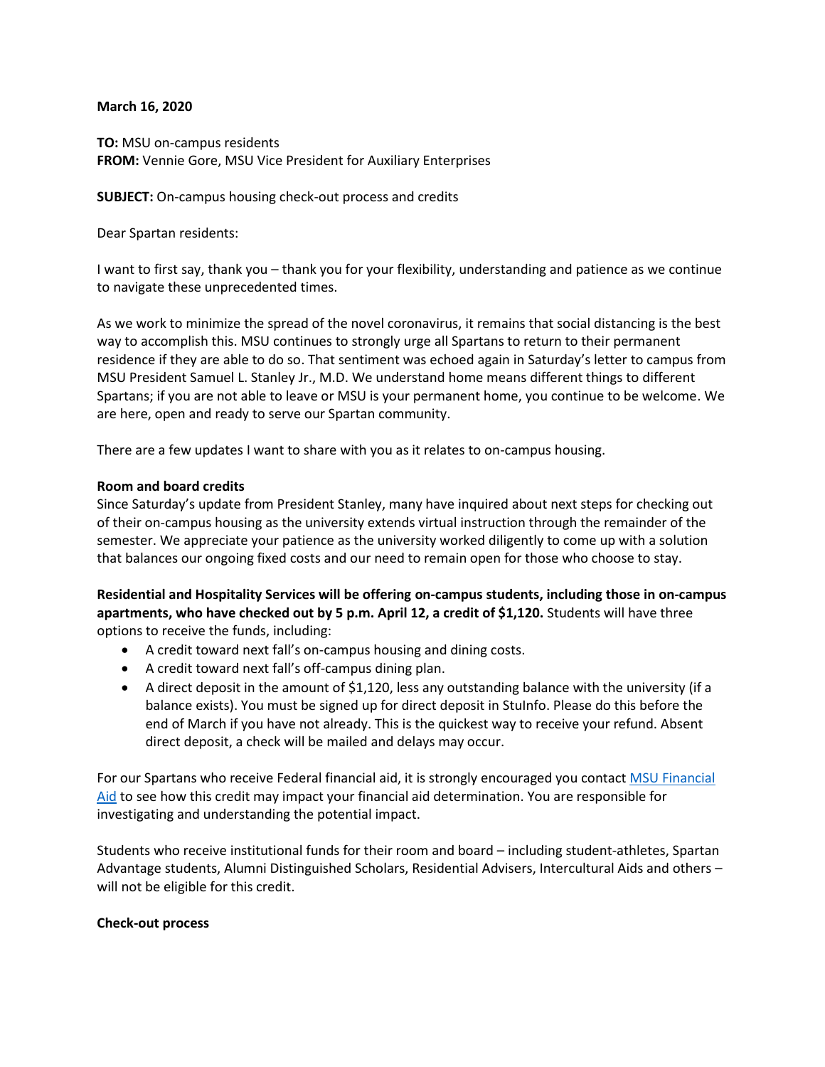**March 16, 2020**

**TO:** MSU on-campus residents
**FROM:** Vennie Gore, MSU Vice President for Auxiliary Enterprises

**SUBJECT:** On-campus housing check-out process and credits

Dear Spartan residents:

I want to first say, thank you – thank you for your flexibility, understanding and patience as we continue to navigate these unprecedented times.

As we work to minimize the spread of the novel coronavirus, it remains that social distancing is the best way to accomplish this. MSU continues to strongly urge all Spartans to return to their permanent residence if they are able to do so. That sentiment was echoed again in Saturday's letter to campus from MSU President Samuel L. Stanley Jr., M.D. We understand home means different things to different Spartans; if you are not able to leave or MSU is your permanent home, you continue to be welcome. We are here, open and ready to serve our Spartan community.

There are a few updates I want to share with you as it relates to on-campus housing.

**Room and board credits**

Since Saturday's update from President Stanley, many have inquired about next steps for checking out of their on-campus housing as the university extends virtual instruction through the remainder of the semester. We appreciate your patience as the university worked diligently to come up with a solution that balances our ongoing fixed costs and our need to remain open for those who choose to stay.

**Residential and Hospitality Services will be offering on-campus students, including those in on-campus apartments, who have checked out by 5 p.m. April 12, a credit of $1,120.** Students will have three options to receive the funds, including:

- A credit toward next fall's on-campus housing and dining costs.
- A credit toward next fall's off-campus dining plan.
- A direct deposit in the amount of $1,120, less any outstanding balance with the university (if a balance exists). You must be signed up for direct deposit in StuInfo. Please do this before the end of March if you have not already. This is the quickest way to receive your refund. Absent direct deposit, a check will be mailed and delays may occur.

For our Spartans who receive Federal financial aid, it is strongly encouraged you contact MSU Financial Aid to see how this credit may impact your financial aid determination. You are responsible for investigating and understanding the potential impact.

Students who receive institutional funds for their room and board – including student-athletes, Spartan Advantage students, Alumni Distinguished Scholars, Residential Advisers, Intercultural Aids and others – will not be eligible for this credit.

**Check-out process**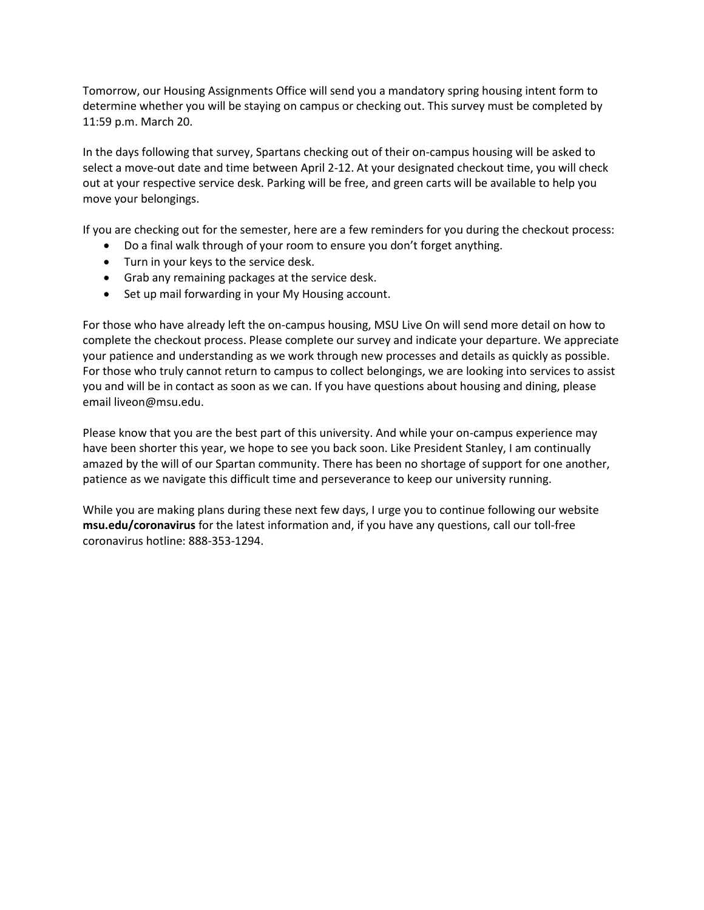Tomorrow, our Housing Assignments Office will send you a mandatory spring housing intent form to determine whether you will be staying on campus or checking out. This survey must be completed by 11:59 p.m. March 20.

In the days following that survey, Spartans checking out of their on-campus housing will be asked to select a move-out date and time between April 2-12. At your designated checkout time, you will check out at your respective service desk. Parking will be free, and green carts will be available to help you move your belongings.

If you are checking out for the semester, here are a few reminders for you during the checkout process:

- Do a final walk through of your room to ensure you don't forget anything.
- Turn in your keys to the service desk.
- Grab any remaining packages at the service desk.
- Set up mail forwarding in your My Housing account.

For those who have already left the on-campus housing, MSU Live On will send more detail on how to complete the checkout process. Please complete our survey and indicate your departure. We appreciate your patience and understanding as we work through new processes and details as quickly as possible. For those who truly cannot return to campus to collect belongings, we are looking into services to assist you and will be in contact as soon as we can. If you have questions about housing and dining, please email liveon@msu.edu.

Please know that you are the best part of this university. And while your on-campus experience may have been shorter this year, we hope to see you back soon. Like President Stanley, I am continually amazed by the will of our Spartan community. There has been no shortage of support for one another, patience as we navigate this difficult time and perseverance to keep our university running.

While you are making plans during these next few days, I urge you to continue following our website **msu.edu/coronavirus** for the latest information and, if you have any questions, call our toll-free coronavirus hotline: 888-353-1294.